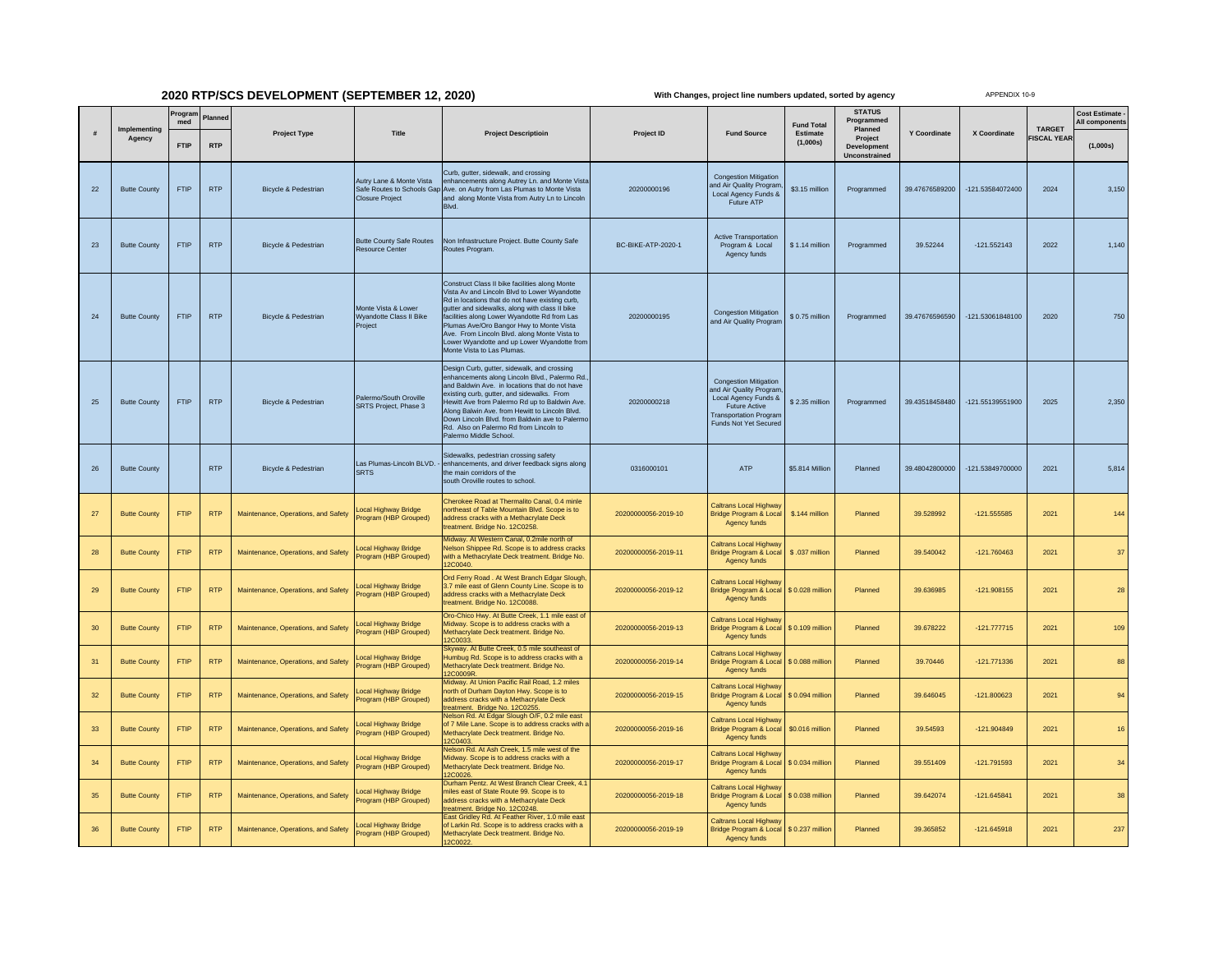# 2020 RTP/SCS DEVELOPMENT (SEPTEMBER 12, 2020)

**With Changes, project line numbers updated, sorted by agency**

APPENDIX 10-9

| # | Implementing Agency | Programmed | Planned | Project Type | Title | Project Descriptioin | Project ID | Fund Source | Fund Total Estimate (1,000s) | STATUS Programmed Planned Project Development Unconstrained | Y Coordinate | X Coordinate | TARGET FISCAL YEAR | Cost Estimate - All components |
|---|---|---|---|---|---|---|---|---|---|---|---|---|---|---|
| | | FTIP | RTP | | | | | | | | | | | (1,000s) |
| 22 | Butte County | FTIP | RTP | Bicycle & Pedestrian | Autry Lane & Monte Vista Safe Routes to Schools Gap Closure Project | Curb, gutter, sidewalk, and crossing enhancements along Autrey Ln. and Monte Vista Ave. on Autry from Las Plumas to Monte Vista and along Monte Vista from Autry Ln to Lincoln Blvd. | 20200000196 | Congestion Mitigation and Air Quality Program, Local Agency Funds & Future ATP | $3.15 million | Programmed | 39.47676589200 | -121.53584072400 | 2024 | 3,150 |
| 23 | Butte County | FTIP | RTP | Bicycle & Pedestrian | Butte County Safe Routes Resource Center | Non Infrastructure Project. Butte County Safe Routes Program. | BC-BIKE-ATP-2020-1 | Active Transportation Program & Local Agency funds | $ 1.14 million | Programmed | 39.52244 | -121.552143 | 2022 | 1,140 |
| 24 | Butte County | FTIP | RTP | Bicycle & Pedestrian | Monte Vista & Lower Wyandotte Class II Bike Project | Construct Class II bike facilities along Monte Vista Av and Lincoln Blvd to Lower Wyandotte Rd in locations that do not have existing curb, gutter and sidewalks, along with class II bike facilities along Lower Wyandotte Rd from Las Plumas Ave/Oro Bangor Hwy to Monte Vista Ave. From Lincoln Blvd. along Monte Vista to Lower Wyandotte and up Lower Wyandotte from Monte Vista to Las Plumas. | 20200000195 | Congestion Mitigation and Air Quality Program | $ 0.75 million | Programmed | 39.47676596590 | -121.53061848100 | 2020 | 750 |
| 25 | Butte County | FTIP | RTP | Bicycle & Pedestrian | Palermo/South Oroville SRTS Project, Phase 3 | Design Curb, gutter, sidewalk, and crossing enhancements along Lincoln Blvd., Palermo Rd., and Baldwin Ave. in locations that do not have existing curb, gutter, and sidewalks. From Hewitt Ave from Palermo Rd up to Baldwin Ave. Along Balwin Ave. from Hewitt to Lincoln Blvd. Down Lincoln Blvd. from Baldwin ave to Palermo Rd. Also on Palermo Rd from Lincoln to Palermo Middle School. | 20200000218 | Congestion Mitigation and Air Quality Program, Local Agency Funds & Future Active Transportation Program Funds Not Yet Secured | $ 2.35 million | Programmed | 39.43518458480 | -121.55139551900 | 2025 | 2,350 |
| 26 | Butte County | | RTP | Bicycle & Pedestrian | Las Plumas-Lincoln BLVD. - SRTS | Sidewalks, pedestrian crossing safety enhancements, and driver feedback signs along the main corridors of the south Oroville routes to school. | 0316000101 | ATP | $5.814 Million | Planned | 39.48042800000 | -121.53849700000 | 2021 | 5,814 |
| 27 | Butte County | FTIP | RTP | Maintenance, Operations, and Safety | Local Highway Bridge Program (HBP Grouped) | Cherokee Road at Thermalito Canal, 0.4 minle northeast of Table Mountain Blvd. Scope is to address cracks with a Methacrylate Deck treatment. Bridge No. 12C0258. | 20200000056-2019-10 | Caltrans Local Highway Bridge Program & Local Agency funds | $.144 million | Planned | 39.528992 | -121.555585 | 2021 | 144 |
| 28 | Butte County | FTIP | RTP | Maintenance, Operations, and Safety | Local Highway Bridge Program (HBP Grouped) | Midway. At Western Canal, 0.2mile north of Nelson Shippee Rd. Scope is to address cracks with a Methacrylate Deck treatment. Bridge No. 12C0040. | 20200000056-2019-11 | Caltrans Local Highway Bridge Program & Local Agency funds | $ .037 million | Planned | 39.540042 | -121.760463 | 2021 | 37 |
| 29 | Butte County | FTIP | RTP | Maintenance, Operations, and Safety | Local Highway Bridge Program (HBP Grouped) | Ord Ferry Road . At West Branch Edgar Slough, 3.7 mile east of Glenn County Line. Scope is to address cracks with a Methacrylate Deck treatment. Bridge No. 12C0088. | 20200000056-2019-12 | Caltrans Local Highway Bridge Program & Local Agency funds | $ 0.028 million | Planned | 39.636985 | -121.908155 | 2021 | 28 |
| 30 | Butte County | FTIP | RTP | Maintenance, Operations, and Safety | Local Highway Bridge Program (HBP Grouped) | Oro-Chico Hwy. At Butte Creek, 1.1 mile east of Midway. Scope is to address cracks with a Methacrylate Deck treatment. Bridge No. 12C0033. | 20200000056-2019-13 | Caltrans Local Highway Bridge Program & Local Agency funds | $ 0.109 million | Planned | 39.678222 | -121.777715 | 2021 | 109 |
| 31 | Butte County | FTIP | RTP | Maintenance, Operations, and Safety | Local Highway Bridge Program (HBP Grouped) | Skyway. At Butte Creek, 0.5 mile southeast of Humbug Rd. Scope is to address cracks with a Methacrylate Deck treatment. Bridge No. 12C0009R. | 20200000056-2019-14 | Caltrans Local Highway Bridge Program & Local Agency funds | $ 0.088 million | Planned | 39.70446 | -121.771336 | 2021 | 88 |
| 32 | Butte County | FTIP | RTP | Maintenance, Operations, and Safety | Local Highway Bridge Program (HBP Grouped) | Midway. At Union Pacific Rail Road, 1.2 miles north of Durham Dayton Hwy. Scope is to address cracks with a Methacrylate Deck treatment. Bridge No. 12C0255. | 20200000056-2019-15 | Caltrans Local Highway Bridge Program & Local Agency funds | $ 0.094 million | Planned | 39.646045 | -121.800623 | 2021 | 94 |
| 33 | Butte County | FTIP | RTP | Maintenance, Operations, and Safety | Local Highway Bridge Program (HBP Grouped) | Nelson Rd. At Edgar Slough O/F, 0.2 mile east of 7 Mile Lane. Scope is to address cracks with a Methacrylate Deck treatment. Bridge No. 12C0403. | 20200000056-2019-16 | Caltrans Local Highway Bridge Program & Local Agency funds | $0.016 million | Planned | 39.54593 | -121.904849 | 2021 | 16 |
| 34 | Butte County | FTIP | RTP | Maintenance, Operations, and Safety | Local Highway Bridge Program (HBP Grouped) | Nelson Rd. At Ash Creek, 1.5 mile west of the Midway. Scope is to address cracks with a Methacrylate Deck treatment. Bridge No. 12C0026. | 20200000056-2019-17 | Caltrans Local Highway Bridge Program & Local Agency funds | $ 0.034 million | Planned | 39.551409 | -121.791593 | 2021 | 34 |
| 35 | Butte County | FTIP | RTP | Maintenance, Operations, and Safety | Local Highway Bridge Program (HBP Grouped) | Durham Pentz. At West Branch Clear Creek, 4.1 miles east of State Route 99. Scope is to address cracks with a Methacrylate Deck treatment. Bridge No. 12C0248. | 20200000056-2019-18 | Caltrans Local Highway Bridge Program & Local Agency funds | $ 0.038 million | Planned | 39.642074 | -121.645841 | 2021 | 38 |
| 36 | Butte County | FTIP | RTP | Maintenance, Operations, and Safety | Local Highway Bridge Program (HBP Grouped) | East Gridley Rd. At Feather River, 1.0 mile east of Larkin Rd. Scope is to address cracks with a Methacrylate Deck treatment. Bridge No. 12C0022. | 20200000056-2019-19 | Caltrans Local Highway Bridge Program & Local Agency funds | $ 0.237 million | Planned | 39.365852 | -121.645918 | 2021 | 237 |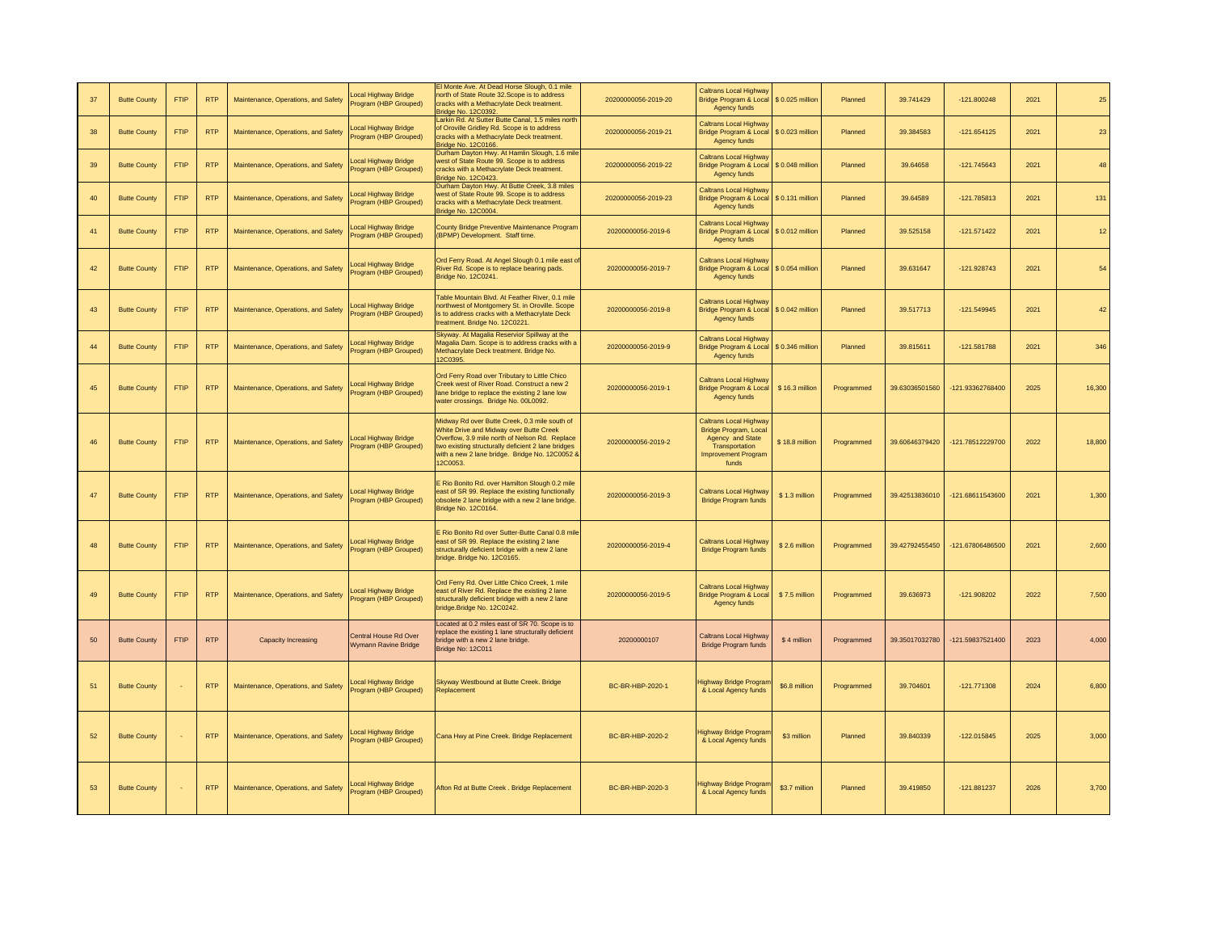| 37 | Butte County | FTIP | RTP | Maintenance, Operations, and Safety | Local Highway Bridge Program (HBP Grouped) | El Monte Ave. At Dead Horse Slough, 0.1 mile north of State Route 32.Scope is to address cracks with a Methacrylate Deck treatment. Bridge No. 12C0392. | 20200000056-2019-20 | Caltrans Local Highway Bridge Program & Local Agency funds | $ 0.025 million | Planned | 39.741429 | -121.800248 | 2021 | 25 |
|---|---|---|---|---|---|---|---|---|---|---|---|---|---|---|
| 38 | Butte County | FTIP | RTP | Maintenance, Operations, and Safety | Local Highway Bridge Program (HBP Grouped) | Larkin Rd. At Sutter Butte Canal, 1.5 miles north of Oroville Gridley Rd. Scope is to address cracks with a Methacrylate Deck treatment. Bridge No. 12C0166. | 20200000056-2019-21 | Caltrans Local Highway Bridge Program & Local Agency funds | $ 0.023 million | Planned | 39.384583 | -121.654125 | 2021 | 23 |
| 39 | Butte County | FTIP | RTP | Maintenance, Operations, and Safety | Local Highway Bridge Program (HBP Grouped) | Durham Dayton Hwy. At Hamlin Slough, 1.6 mile west of State Route 99. Scope is to address cracks with a Methacrylate Deck treatment. Bridge No. 12C0423. | 20200000056-2019-22 | Caltrans Local Highway Bridge Program & Local Agency funds | $ 0.048 million | Planned | 39.64658 | -121.745643 | 2021 | 48 |
| 40 | Butte County | FTIP | RTP | Maintenance, Operations, and Safety | Local Highway Bridge Program (HBP Grouped) | Durham Dayton Hwy. At Butte Creek, 3.8 miles west of State Route 99. Scope is to address cracks with a Methacrylate Deck treatment. Bridge No. 12C0004. | 20200000056-2019-23 | Caltrans Local Highway Bridge Program & Local Agency funds | $ 0.131 million | Planned | 39.64589 | -121.785813 | 2021 | 131 |
| 41 | Butte County | FTIP | RTP | Maintenance, Operations, and Safety | Local Highway Bridge Program (HBP Grouped) | County Bridge Preventive Maintenance Program (BPMP) Development. Staff time. | 20200000056-2019-6 | Caltrans Local Highway Bridge Program & Local Agency funds | $ 0.012 million | Planned | 39.525158 | -121.571422 | 2021 | 12 |
| 42 | Butte County | FTIP | RTP | Maintenance, Operations, and Safety | Local Highway Bridge Program (HBP Grouped) | Ord Ferry Road. At Angel Slough 0.1 mile east of River Rd. Scope is to replace bearing pads. Bridge No. 12C0241. | 20200000056-2019-7 | Caltrans Local Highway Bridge Program & Local Agency funds | $ 0.054 million | Planned | 39.631647 | -121.928743 | 2021 | 54 |
| 43 | Butte County | FTIP | RTP | Maintenance, Operations, and Safety | Local Highway Bridge Program (HBP Grouped) | Table Mountain Blvd. At Feather River, 0.1 mile northwest of Montgomery St. in Oroville. Scope is to address cracks with a Methacrylate Deck treatment. Bridge No. 12C0221. | 20200000056-2019-8 | Caltrans Local Highway Bridge Program & Local Agency funds | $ 0.042 million | Planned | 39.517713 | -121.549945 | 2021 | 42 |
| 44 | Butte County | FTIP | RTP | Maintenance, Operations, and Safety | Local Highway Bridge Program (HBP Grouped) | Skyway. At Magalia Reservior Spillway at the Magalia Dam. Scope is to address cracks with a Methacrylate Deck treatment. Bridge No. 12C0395. | 20200000056-2019-9 | Caltrans Local Highway Bridge Program & Local Agency funds | $ 0.346 million | Planned | 39.815611 | -121.581788 | 2021 | 346 |
| 45 | Butte County | FTIP | RTP | Maintenance, Operations, and Safety | Local Highway Bridge Program (HBP Grouped) | Ord Ferry Road over Tributary to Little Chico Creek west of River Road. Construct a new 2 lane bridge to replace the existing 2 lane low water crossings. Bridge No. 00L0092. | 20200000056-2019-1 | Caltrans Local Highway Bridge Program & Local Agency funds | $ 16.3 million | Programmed | 39.63036501560 | -121.93362768400 | 2025 | 16,300 |
| 46 | Butte County | FTIP | RTP | Maintenance, Operations, and Safety | Local Highway Bridge Program (HBP Grouped) | Midway Rd over Butte Creek, 0.3 mile south of White Drive and Midway over Butte Creek Overflow, 3.9 mile north of Nelson Rd. Replace two existing structurally deficient 2 lane bridges with a new 2 lane bridge. Bridge No. 12C0052 & 12C0053. | 20200000056-2019-2 | Caltrans Local Highway Bridge Program, Local Agency and State Transportation Improvement Program funds | $ 18.8 million | Programmed | 39.60646379420 | -121.78512229700 | 2022 | 18,800 |
| 47 | Butte County | FTIP | RTP | Maintenance, Operations, and Safety | Local Highway Bridge Program (HBP Grouped) | E Rio Bonito Rd. over Hamilton Slough 0.2 mile east of SR 99. Replace the existing functionally obsolete 2 lane bridge with a new 2 lane bridge. Bridge No. 12C0164. | 20200000056-2019-3 | Caltrans Local Highway Bridge Program funds | $ 1.3 million | Programmed | 39.42513836010 | -121.68611543600 | 2021 | 1,300 |
| 48 | Butte County | FTIP | RTP | Maintenance, Operations, and Safety | Local Highway Bridge Program (HBP Grouped) | E Rio Bonito Rd over Sutter-Butte Canal 0.8 mile east of SR 99. Replace the existing 2 lane structurally deficient bridge with a new 2 lane bridge. Bridge No. 12C0165. | 20200000056-2019-4 | Caltrans Local Highway Bridge Program funds | $ 2.6 million | Programmed | 39.42792455450 | -121.67806486500 | 2021 | 2,600 |
| 49 | Butte County | FTIP | RTP | Maintenance, Operations, and Safety | Local Highway Bridge Program (HBP Grouped) | Ord Ferry Rd. Over Little Chico Creek, 1 mile east of River Rd. Replace the existing 2 lane structurally deficient bridge with a new 2 lane bridge.Bridge No. 12C0242. | 20200000056-2019-5 | Caltrans Local Highway Bridge Program & Local Agency funds | $ 7.5 million | Programmed | 39.636973 | -121.908202 | 2022 | 7,500 |
| 50 | Butte County | FTIP | RTP | Capacity Increasing | Central House Rd Over Wymann Ravine Bridge | Located at 0.2 miles east of SR 70. Scope is to replace the existing 1 lane structurally deficient bridge with a new 2 lane bridge. Bridge No: 12C011 | 20200000107 | Caltrans Local Highway Bridge Program funds | $ 4 million | Programmed | 39.35017032780 | -121.59837521400 | 2023 | 4,000 |
| 51 | Butte County | - | RTP | Maintenance, Operations, and Safety | Local Highway Bridge Program (HBP Grouped) | Skyway Westbound at Butte Creek. Bridge Replacement | BC-BR-HBP-2020-1 | Highway Bridge Program & Local Agency funds | $6.8 million | Programmed | 39.704601 | -121.771308 | 2024 | 6,800 |
| 52 | Butte County | - | RTP | Maintenance, Operations, and Safety | Local Highway Bridge Program (HBP Grouped) | Cana Hwy at Pine Creek. Bridge Replacement | BC-BR-HBP-2020-2 | Highway Bridge Program & Local Agency funds | $3 million | Planned | 39.840339 | -122.015845 | 2025 | 3,000 |
| 53 | Butte County | - | RTP | Maintenance, Operations, and Safety | Local Highway Bridge Program (HBP Grouped) | Afton Rd at Butte Creek . Bridge Replacement | BC-BR-HBP-2020-3 | Highway Bridge Program & Local Agency funds | $3.7 million | Planned | 39.419850 | -121.881237 | 2026 | 3,700 |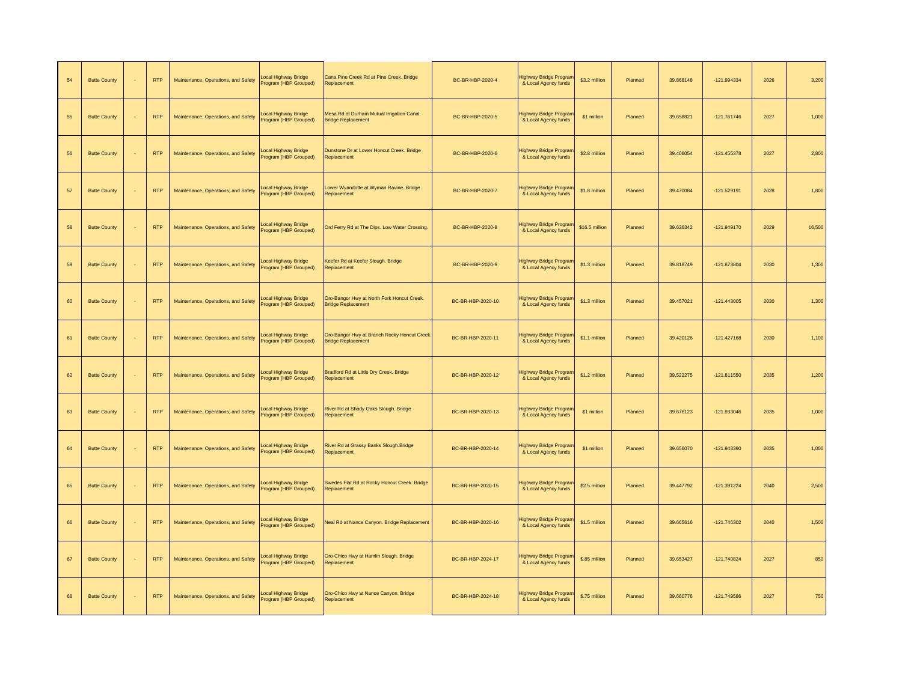| 54 | Butte County | - | RTP | Maintenance, Operations, and Safety | Local Highway Bridge Program (HBP Grouped) | Cana Pine Creek Rd at Pine Creek. Bridge Replacement | BC-BR-HBP-2020-4 | Highway Bridge Program & Local Agency funds | $3.2 million | Planned | 39.868148 | -121.994334 | 2026 | 3,200 |
|---|---|---|---|---|---|---|---|---|---|---|---|---|---|---|
| 55 | Butte County | - | RTP | Maintenance, Operations, and Safety | Local Highway Bridge Program (HBP Grouped) | Mesa Rd at Durham Mutual Irrigation Canal. Bridge Replacement | BC-BR-HBP-2020-5 | Highway Bridge Program & Local Agency funds | $1 million | Planned | 39.658821 | -121.761746 | 2027 | 1,000 |
| 56 | Butte County | - | RTP | Maintenance, Operations, and Safety | Local Highway Bridge Program (HBP Grouped) | Dunstone Dr at Lower Honcut Creek. Bridge Replacement | BC-BR-HBP-2020-6 | Highway Bridge Program & Local Agency funds | $2.8 million | Planned | 39.406054 | -121.455378 | 2027 | 2,800 |
| 57 | Butte County | - | RTP | Maintenance, Operations, and Safety | Local Highway Bridge Program (HBP Grouped) | Lower Wyandotte at Wyman Ravine. Bridge Replacement | BC-BR-HBP-2020-7 | Highway Bridge Program & Local Agency funds | $1.8 million | Planned | 39.470084 | -121.529191 | 2028 | 1,800 |
| 58 | Butte County | - | RTP | Maintenance, Operations, and Safety | Local Highway Bridge Program (HBP Grouped) | Ord Ferry Rd at The Dips. Low Water Crossing. | BC-BR-HBP-2020-8 | Highway Bridge Program & Local Agency funds | $16.5 million | Planned | 39.626342 | -121.949170 | 2029 | 16,500 |
| 59 | Butte County | - | RTP | Maintenance, Operations, and Safety | Local Highway Bridge Program (HBP Grouped) | Keefer Rd at Keefer Slough. Bridge Replacement | BC-BR-HBP-2020-9 | Highway Bridge Program & Local Agency funds | $1.3 million | Planned | 39.818749 | -121.873804 | 2030 | 1,300 |
| 60 | Butte County | - | RTP | Maintenance, Operations, and Safety | Local Highway Bridge Program (HBP Grouped) | Oro-Bangor Hwy at North Fork Honcut Creek. Bridge Replacement | BC-BR-HBP-2020-10 | Highway Bridge Program & Local Agency funds | $1.3 million | Planned | 39.457021 | -121.443005 | 2030 | 1,300 |
| 61 | Butte County | - | RTP | Maintenance, Operations, and Safety | Local Highway Bridge Program (HBP Grouped) | Oro-Bangor Hwy at Branch Rocky Honcut Creek. Bridge Replacement | BC-BR-HBP-2020-11 | Highway Bridge Program & Local Agency funds | $1.1 million | Planned | 39.420126 | -121.427168 | 2030 | 1,100 |
| 62 | Butte County | - | RTP | Maintenance, Operations, and Safety | Local Highway Bridge Program (HBP Grouped) | Bradford Rd at Little Dry Creek. Bridge Replacement | BC-BR-HBP-2020-12 | Highway Bridge Program & Local Agency funds | $1.2 million | Planned | 39.522275 | -121.811550 | 2035 | 1,200 |
| 63 | Butte County | - | RTP | Maintenance, Operations, and Safety | Local Highway Bridge Program (HBP Grouped) | River Rd at Shady Oaks Slough. Bridge Replacement | BC-BR-HBP-2020-13 | Highway Bridge Program & Local Agency funds | $1 million | Planned | 39.676123 | -121.933046 | 2035 | 1,000 |
| 64 | Butte County | - | RTP | Maintenance, Operations, and Safety | Local Highway Bridge Program (HBP Grouped) | River Rd at Grassy Banks Slough.Bridge Replacement | BC-BR-HBP-2020-14 | Highway Bridge Program & Local Agency funds | $1 million | Planned | 39.656070 | -121.943390 | 2035 | 1,000 |
| 65 | Butte County | - | RTP | Maintenance, Operations, and Safety | Local Highway Bridge Program (HBP Grouped) | Swedes Flat Rd at Rocky Honcut Creek. Bridge Replacement | BC-BR-HBP-2020-15 | Highway Bridge Program & Local Agency funds | $2.5 million | Planned | 39.447792 | -121.391224 | 2040 | 2,500 |
| 66 | Butte County | - | RTP | Maintenance, Operations, and Safety | Local Highway Bridge Program (HBP Grouped) | Neal Rd at Nance Canyon. Bridge Replacement | BC-BR-HBP-2020-16 | Highway Bridge Program & Local Agency funds | $1.5 million | Planned | 39.665616 | -121.746302 | 2040 | 1,500 |
| 67 | Butte County | - | RTP | Maintenance, Operations, and Safety | Local Highway Bridge Program (HBP Grouped) | Oro-Chico Hwy at Hamlin Slough. Bridge Replacement | BC-BR-HBP-2024-17 | Highway Bridge Program & Local Agency funds | $.85 million | Planned | 39.653427 | -121.740824 | 2027 | 850 |
| 68 | Butte County | - | RTP | Maintenance, Operations, and Safety | Local Highway Bridge Program (HBP Grouped) | Oro-Chico Hwy at Nance Canyon. Bridge Replacement | BC-BR-HBP-2024-18 | Highway Bridge Program & Local Agency funds | $.75 million | Planned | 39.660776 | -121.749586 | 2027 | 750 |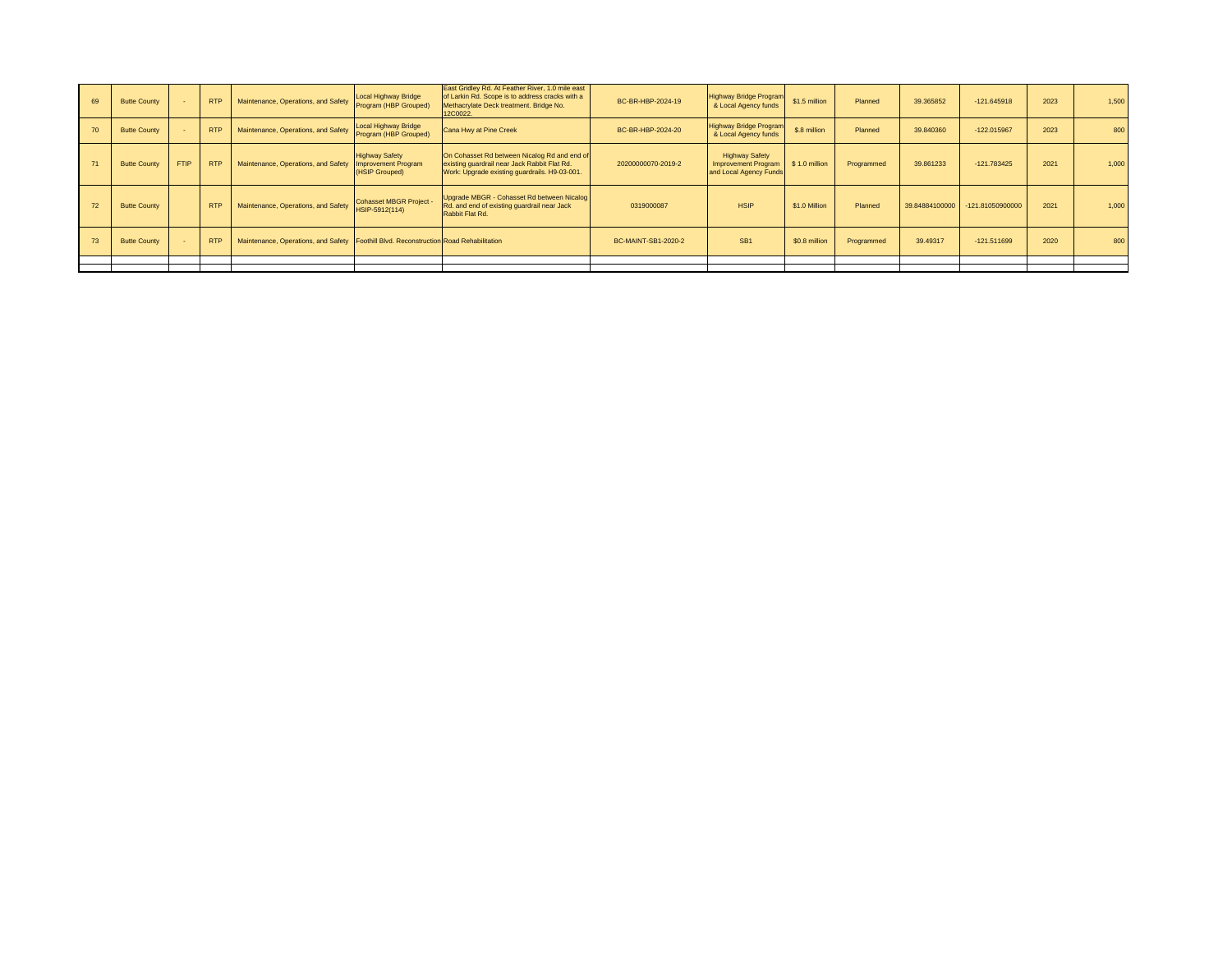| | | | | | | | | | | | | | | |
|---|---|---|---|---|---|---|---|---|---|---|---|---|---|---|
| 69 | Butte County | - | RTP | Maintenance, Operations, and Safety | Local Highway Bridge Program (HBP Grouped) | East Gridley Rd. At Feather River, 1.0 mile east of Larkin Rd. Scope is to address cracks with a Methacrylate Deck treatment. Bridge No. 12C0022. | BC-BR-HBP-2024-19 | Highway Bridge Program & Local Agency funds | $1.5 million | Planned | 39.365852 | -121.645918 | 2023 | 1,500 |
| 70 | Butte County | - | RTP | Maintenance, Operations, and Safety | Local Highway Bridge Program (HBP Grouped) | Cana Hwy at Pine Creek | BC-BR-HBP-2024-20 | Highway Bridge Program & Local Agency funds | $.8 million | Planned | 39.840360 | -122.015967 | 2023 | 800 |
| 71 | Butte County | FTIP | RTP | Maintenance, Operations, and Safety | Highway Safety Improvement Program (HSIP Grouped) | On Cohasset Rd between Nicalog Rd and end of existing guardrail near Jack Rabbit Flat Rd. Work: Upgrade existing guardrails. H9-03-001. | 20200000070-2019-2 | Highway Safety Improvement Program and Local Agency Funds | $ 1.0 million | Programmed | 39.861233 | -121.783425 | 2021 | 1,000 |
| 72 | Butte County | | RTP | Maintenance, Operations, and Safety | Cohasset MBGR Project - HSIP-5912(114) | Upgrade MBGR - Cohasset Rd between Nicalog Rd. and end of existing guardrail near Jack Rabbit Flat Rd. | 0319000087 | HSIP | $1.0 Million | Planned | 39.84884100000 | -121.81050900000 | 2021 | 1,000 |
| 73 | Butte County | - | RTP | Maintenance, Operations, and Safety | Foothill Blvd. Reconstruction | Road Rehabilitation | BC-MAINT-SB1-2020-2 | SB1 | $0.8 million | Programmed | 39.49317 | -121.511699 | 2020 | 800 |